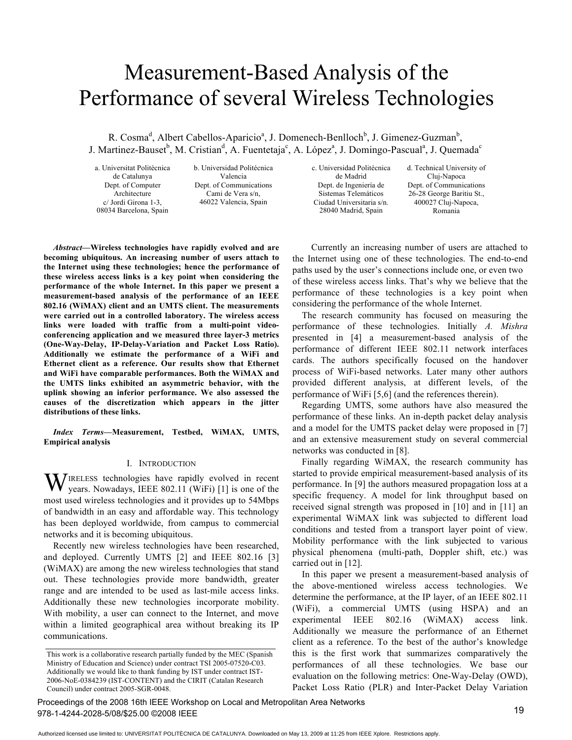# Measurement-Based Analysis of the Performance of several Wireless Technologies

R. Cosma[d], Albert Cabellos-Aparicio[a], J. Domenech-Benlloch[b], J. Gimenez-Guzman[b], J. Martinez-Bauset[b], M. Cristian[d], A. Fuentetaja[c], A. López[a], J. Domingo-Pascual[a], J. Quemada[c]

a. Universitat Politècnica de Catalunya, Dept. of Computer Architecture, c/ Jordi Girona 1-3, 08034 Barcelona, Spain

b. Universidad Politécnica Valencia, Dept. of Communications, Cami de Vera s/n, 46022 Valencia, Spain

c. Universidad Politécnica de Madrid, Dept. de Ingeniería de Sistemas Telemáticos, Ciudad Universitaria s/n. 28040 Madrid, Spain

d. Technical University of Cluj-Napoca, Dept. of Communications, 26-28 George Baritiu St., 400027 Cluj-Napoca, Romania

***Abstract*—Wireless technologies have rapidly evolved and are becoming ubiquitous. An increasing number of users attach to the Internet using these technologies; hence the performance of these wireless access links is a key point when considering the performance of the whole Internet. In this paper we present a measurement-based analysis of the performance of an IEEE 802.16 (WiMAX) client and an UMTS client. The measurements were carried out in a controlled laboratory. The wireless access links were loaded with traffic from a multi-point video-conferencing application and we measured three layer-3 metrics (One-Way-Delay, IP-Delay-Variation and Packet Loss Ratio). Additionally we estimate the performance of a WiFi and Ethernet client as a reference. Our results show that Ethernet and WiFi have comparable performances. Both the WiMAX and the UMTS links exhibited an asymmetric behavior, with the uplink showing an inferior performance. We also assessed the causes of the discretization which appears in the jitter distributions of these links.**

***Index Terms*—Measurement, Testbed, WiMAX, UMTS, Empirical analysis**

## I. Introduction

Wireless technologies have rapidly evolved in recent years. Nowadays, IEEE 802.11 (WiFi) [1] is one of the most used wireless technologies and it provides up to 54Mbps of bandwidth in an easy and affordable way. This technology has been deployed worldwide, from campus to commercial networks and it is becoming ubiquitous.

Recently new wireless technologies have been researched, and deployed. Currently UMTS [2] and IEEE 802.16 [3] (WiMAX) are among the new wireless technologies that stand out. These technologies provide more bandwidth, greater range and are intended to be used as last-mile access links. Additionally these new technologies incorporate mobility. With mobility, a user can connect to the Internet, and move within a limited geographical area without breaking its IP communications.

Currently an increasing number of users are attached to the Internet using one of these technologies. The end-to-end paths used by the user's connections include one, or even two of these wireless access links. That's why we believe that the performance of these technologies is a key point when considering the performance of the whole Internet.

The research community has focused on measuring the performance of these technologies. Initially *A. Mishra* presented in [4] a measurement-based analysis of the performance of different IEEE 802.11 network interfaces cards. The authors specifically focused on the handover process of WiFi-based networks. Later many other authors provided different analysis, at different levels, of the performance of WiFi [5,6] (and the references therein).

Regarding UMTS, some authors have also measured the performance of these links. An in-depth packet delay analysis and a model for the UMTS packet delay were proposed in [7] and an extensive measurement study on several commercial networks was conducted in [8].

Finally regarding WiMAX, the research community has started to provide empirical measurement-based analysis of its performance. In [9] the authors measured propagation loss at a specific frequency. A model for link throughput based on received signal strength was proposed in [10] and in [11] an experimental WiMAX link was subjected to different load conditions and tested from a transport layer point of view. Mobility performance with the link subjected to various physical phenomena (multi-path, Doppler shift, etc.) was carried out in [12].

In this paper we present a measurement-based analysis of the above-mentioned wireless access technologies. We determine the performance, at the IP layer, of an IEEE 802.11 (WiFi), a commercial UMTS (using HSPA) and an experimental IEEE 802.16 (WiMAX) access link. Additionally we measure the performance of an Ethernet client as a reference. To the best of the author's knowledge this is the first work that summarizes comparatively the performances of all these technologies. We base our evaluation on the following metrics: One-Way-Delay (OWD), Packet Loss Ratio (PLR) and Inter-Packet Delay Variation

This work is a collaborative research partially funded by the MEC (Spanish Ministry of Education and Science) under contract TSI 2005-07520-C03. Additionally we would like to thank funding by IST under contract IST-2006-NoE-0384239 (IST-CONTENT) and the CIRIT (Catalan Research Council) under contract 2005-SGR-0048.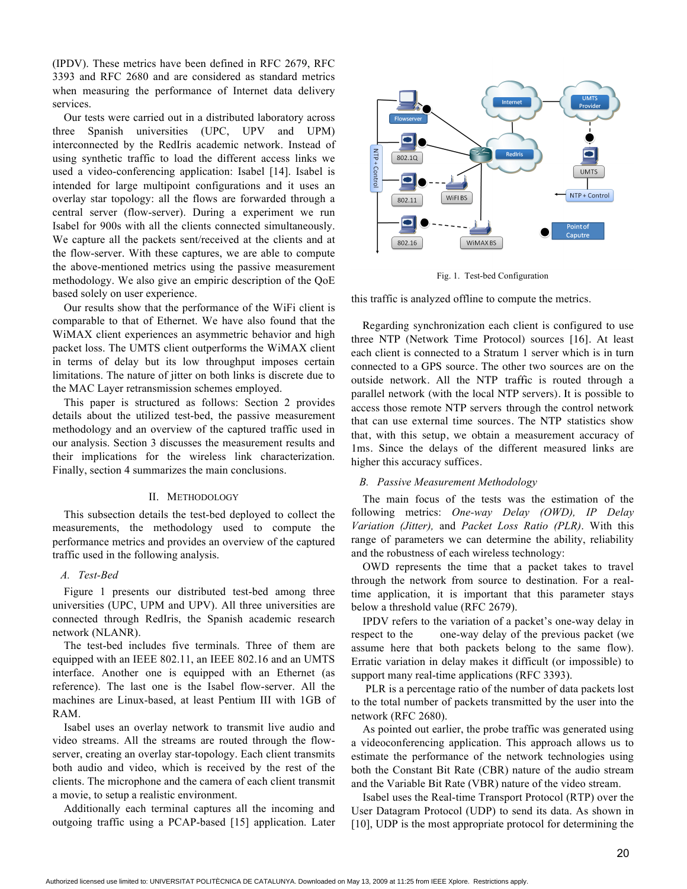(IPDV). These metrics have been defined in RFC 2679, RFC 3393 and RFC 2680 and are considered as standard metrics when measuring the performance of Internet data delivery services.

Our tests were carried out in a distributed laboratory across three Spanish universities (UPC, UPV and UPM) interconnected by the RedIris academic network. Instead of using synthetic traffic to load the different access links we used a video-conferencing application: Isabel [14]. Isabel is intended for large multipoint configurations and it uses an overlay star topology: all the flows are forwarded through a central server (flow-server). During a experiment we run Isabel for 900s with all the clients connected simultaneously. We capture all the packets sent/received at the clients and at the flow-server. With these captures, we are able to compute the above-mentioned metrics using the passive measurement methodology. We also give an empiric description of the QoE based solely on user experience.

Our results show that the performance of the WiFi client is comparable to that of Ethernet. We have also found that the WiMAX client experiences an asymmetric behavior and high packet loss. The UMTS client outperforms the WiMAX client in terms of delay but its low throughput imposes certain limitations. The nature of jitter on both links is discrete due to the MAC Layer retransmission schemes employed.

This paper is structured as follows: Section 2 provides details about the utilized test-bed, the passive measurement methodology and an overview of the captured traffic used in our analysis. Section 3 discusses the measurement results and their implications for the wireless link characterization. Finally, section 4 summarizes the main conclusions.

## II. Methodology

This subsection details the test-bed deployed to collect the measurements, the methodology used to compute the performance metrics and provides an overview of the captured traffic used in the following analysis.

### A. *Test-Bed*

Figure 1 presents our distributed test-bed among three universities (UPC, UPM and UPV). All three universities are connected through RedIris, the Spanish academic research network (NLANR).

The test-bed includes five terminals. Three of them are equipped with an IEEE 802.11, an IEEE 802.16 and an UMTS interface. Another one is equipped with an Ethernet (as reference). The last one is the Isabel flow-server. All the machines are Linux-based, at least Pentium III with 1GB of RAM.

Isabel uses an overlay network to transmit live audio and video streams. All the streams are routed through the flow-server, creating an overlay star-topology. Each client transmits both audio and video, which is received by the rest of the clients. The microphone and the camera of each client transmit a movie, to setup a realistic environment.

Additionally each terminal captures all the incoming and outgoing traffic using a PCAP-based [15] application. Later this traffic is analyzed offline to compute the metrics.

Fig. 1. Test-bed Configuration

Regarding synchronization each client is configured to use three NTP (Network Time Protocol) sources [16]. At least each client is connected to a Stratum 1 server which is in turn connected to a GPS source. The other two sources are on the outside network. All the NTP traffic is routed through a parallel network (with the local NTP servers). It is possible to access those remote NTP servers through the control network that can use external time sources. The NTP statistics show that, with this setup, we obtain a measurement accuracy of 1ms. Since the delays of the different measured links are higher this accuracy suffices.

### B. *Passive Measurement Methodology*

The main focus of the tests was the estimation of the following metrics: *One-way Delay (OWD), IP Delay Variation (Jitter),* and *Packet Loss Ratio (PLR)*. With this range of parameters we can determine the ability, reliability and the robustness of each wireless technology:

OWD represents the time that a packet takes to travel through the network from source to destination. For a real-time application, it is important that this parameter stays below a threshold value (RFC 2679).

IPDV refers to the variation of a packet's one-way delay in respect to the one-way delay of the previous packet (we assume here that both packets belong to the same flow). Erratic variation in delay makes it difficult (or impossible) to support many real-time applications (RFC 3393).

PLR is a percentage ratio of the number of data packets lost to the total number of packets transmitted by the user into the network (RFC 2680).

As pointed out earlier, the probe traffic was generated using a videoconferencing application. This approach allows us to estimate the performance of the network technologies using both the Constant Bit Rate (CBR) nature of the audio stream and the Variable Bit Rate (VBR) nature of the video stream.

Isabel uses the Real-time Transport Protocol (RTP) over the User Datagram Protocol (UDP) to send its data. As shown in [10], UDP is the most appropriate protocol for determining the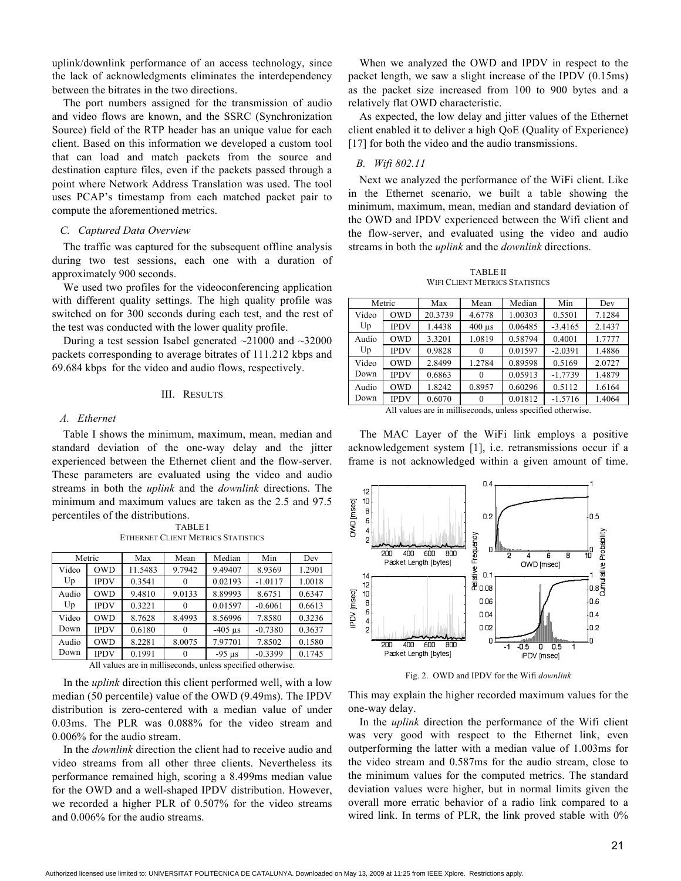uplink/downlink performance of an access technology, since the lack of acknowledgments eliminates the interdependency between the bitrates in the two directions.

The port numbers assigned for the transmission of audio and video flows are known, and the SSRC (Synchronization Source) field of the RTP header has an unique value for each client. Based on this information we developed a custom tool that can load and match packets from the source and destination capture files, even if the packets passed through a point where Network Address Translation was used. The tool uses PCAP's timestamp from each matched packet pair to compute the aforementioned metrics.

### C. Captured Data Overview

The traffic was captured for the subsequent offline analysis during two test sessions, each one with a duration of approximately 900 seconds.

We used two profiles for the videoconferencing application with different quality settings. The high quality profile was switched on for 300 seconds during each test, and the rest of the test was conducted with the lower quality profile.

During a test session Isabel generated ~21000 and ~32000 packets corresponding to average bitrates of 111.212 kbps and 69.684 kbps for the video and audio flows, respectively.

## III. Results

### A. Ethernet

Table I shows the minimum, maximum, mean, median and standard deviation of the one-way delay and the jitter experienced between the Ethernet client and the flow-server. These parameters are evaluated using the video and audio streams in both the *uplink* and the *downlink* directions. The minimum and maximum values are taken as the 2.5 and 97.5 percentiles of the distributions.

TABLE I
ETHERNET CLIENT METRICS STATISTICS

| Metric | | Max | Mean | Median | Min | Dev |
|---|---|---|---|---|---|---|
| Video Up | OWD | 11.5483 | 9.7942 | 9.49407 | 8.9369 | 1.2901 |
| | IPDV | 0.3541 | 0 | 0.02193 | -1.0117 | 1.0018 |
| Audio Up | OWD | 9.4810 | 9.0133 | 8.89993 | 8.6751 | 0.6347 |
| | IPDV | 0.3221 | 0 | 0.01597 | -0.6061 | 0.6613 |
| Video Down | OWD | 8.7628 | 8.4993 | 8.56996 | 7.8580 | 0.3236 |
| | IPDV | 0.6180 | 0 | -405 µs | -0.7380 | 0.3637 |
| Audio Down | OWD | 8.2281 | 8.0075 | 7.97701 | 7.8502 | 0.1580 |
| | IPDV | 0.1991 | 0 | -95 µs | -0.3399 | 0.1745 |

All values are in milliseconds, unless specified otherwise.

In the *uplink* direction this client performed well, with a low median (50 percentile) value of the OWD (9.49ms). The IPDV distribution is zero-centered with a median value of under 0.03ms. The PLR was 0.088% for the video stream and 0.006% for the audio stream.

In the *downlink* direction the client had to receive audio and video streams from all other three clients. Nevertheless its performance remained high, scoring a 8.499ms median value for the OWD and a well-shaped IPDV distribution. However, we recorded a higher PLR of 0.507% for the video streams and 0.006% for the audio streams.

When we analyzed the OWD and IPDV in respect to the packet length, we saw a slight increase of the IPDV (0.15ms) as the packet size increased from 100 to 900 bytes and a relatively flat OWD characteristic.

As expected, the low delay and jitter values of the Ethernet client enabled it to deliver a high QoE (Quality of Experience) [17] for both the video and the audio transmissions.

### B. Wifi 802.11

Next we analyzed the performance of the WiFi client. Like in the Ethernet scenario, we built a table showing the minimum, maximum, mean, median and standard deviation of the OWD and IPDV experienced between the Wifi client and the flow-server, and evaluated using the video and audio streams in both the *uplink* and the *downlink* directions.

TABLE II
WIFI CLIENT METRICS STATISTICS

| Metric | | Max | Mean | Median | Min | Dev |
|---|---|---|---|---|---|---|
| Video Up | OWD | 20.3739 | 4.6778 | 1.00303 | 0.5501 | 7.1284 |
| | IPDV | 1.4438 | 400 µs | 0.06485 | -3.4165 | 2.1437 |
| Audio Up | OWD | 3.3201 | 1.0819 | 0.58794 | 0.4001 | 1.7777 |
| | IPDV | 0.9828 | 0 | 0.01597 | -2.0391 | 1.4886 |
| Video Down | OWD | 2.8499 | 1.2784 | 0.89598 | 0.5169 | 2.0727 |
| | IPDV | 0.6863 | 0 | 0.05913 | -1.7739 | 1.4879 |
| Audio Down | OWD | 1.8242 | 0.8957 | 0.60296 | 0.5112 | 1.6164 |
| | IPDV | 0.6070 | 0 | 0.01812 | -1.5716 | 1.4064 |

All values are in milliseconds, unless specified otherwise.

The MAC Layer of the WiFi link employs a positive acknowledgement system [1], i.e. retransmissions occur if a frame is not acknowledged within a given amount of time. This may explain the higher recorded maximum values for the one-way delay.

Fig. 2. OWD and IPDV for the Wifi *downlink*

In the *uplink* direction the performance of the Wifi client was very good with respect to the Ethernet link, even outperforming the latter with a median value of 1.003ms for the video stream and 0.587ms for the audio stream, close to the minimum values for the computed metrics. The standard deviation values were higher, but in normal limits given the overall more erratic behavior of a radio link compared to a wired link. In terms of PLR, the link proved stable with 0%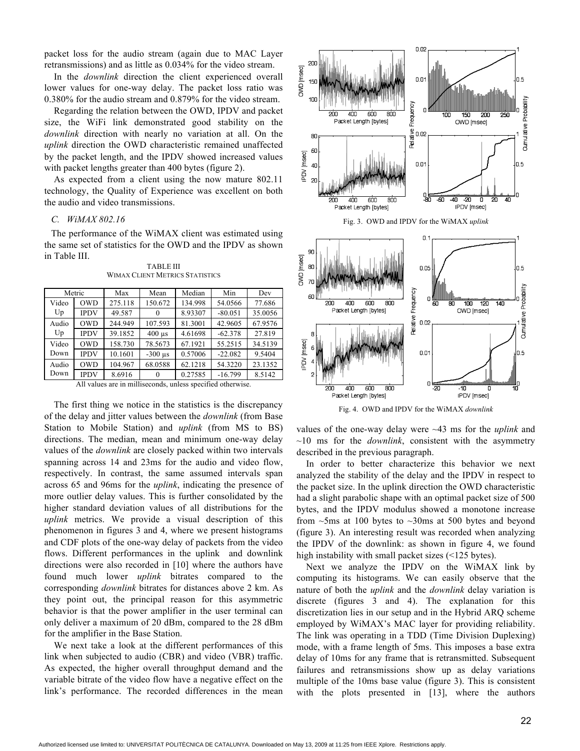packet loss for the audio stream (again due to MAC Layer retransmissions) and as little as 0.034% for the video stream.

In the *downlink* direction the client experienced overall lower values for one-way delay. The packet loss ratio was 0.380% for the audio stream and 0.879% for the video stream.

Regarding the relation between the OWD, IPDV and packet size, the WiFi link demonstrated good stability on the *downlink* direction with nearly no variation at all. On the *uplink* direction the OWD characteristic remained unaffected by the packet length, and the IPDV showed increased values with packet lengths greater than 400 bytes (figure 2).

As expected from a client using the now mature 802.11 technology, the Quality of Experience was excellent on both the audio and video transmissions.

### *C. WiMAX 802.16*

The performance of the WiMAX client was estimated using the same set of statistics for the OWD and the IPDV as shown in Table III.

TABLE III
WIMAX CLIENT METRICS STATISTICS

| Metric | | Max | Mean | Median | Min | Dev |
|---|---|---|---|---|---|---|
| Video Up | OWD | 275.118 | 150.672 | 134.998 | 54.0566 | 77.686 |
| | IPDV | 49.587 | 0 | 8.93307 | -80.051 | 35.0056 |
| Audio Up | OWD | 244.949 | 107.593 | 81.3001 | 42.9605 | 67.9576 |
| | IPDV | 39.1852 | 400 µs | 4.61698 | -62.378 | 27.819 |
| Video Down | OWD | 158.730 | 78.5673 | 67.1921 | 55.2515 | 34.5139 |
| | IPDV | 10.1601 | -300 µs | 0.57006 | -22.082 | 9.5404 |
| Audio Down | OWD | 104.967 | 68.0588 | 62.1218 | 54.3220 | 23.1352 |
| | IPDV | 8.6916 | 0 | 0.27585 | -16.799 | 8.5142 |

All values are in milliseconds, unless specified otherwise.

The first thing we notice in the statistics is the discrepancy of the delay and jitter values between the *downlink* (from Base Station to Mobile Station) and *uplink* (from MS to BS) directions. The median, mean and minimum one-way delay values of the *downlink* are closely packed within two intervals spanning across 14 and 23ms for the audio and video flow, respectively. In contrast, the same assumed intervals span across 65 and 96ms for the *uplink*, indicating the presence of more outlier delay values. This is further consolidated by the higher standard deviation values of all distributions for the *uplink* metrics. We provide a visual description of this phenomenon in figures 3 and 4, where we present histograms and CDF plots of the one-way delay of packets from the video flows. Different performances in the uplink and downlink directions were also recorded in [10] where the authors have found much lower *uplink* bitrates compared to the corresponding *downlink* bitrates for distances above 2 km. As they point out, the principal reason for this asymmetric behavior is that the power amplifier in the user terminal can only deliver a maximum of 20 dBm, compared to the 28 dBm for the amplifier in the Base Station.

We next take a look at the different performances of this link when subjected to audio (CBR) and video (VBR) traffic. As expected, the higher overall throughput demand and the variable bitrate of the video flow have a negative effect on the link's performance. The recorded differences in the mean values of the one-way delay were ~43 ms for the *uplink* and ~10 ms for the *downlink*, consistent with the asymmetry described in the previous paragraph.

Fig. 3. OWD and IPDV for the WiMAX *uplink*

Fig. 4. OWD and IPDV for the WiMAX *downlink*

In order to better characterize this behavior we next analyzed the stability of the delay and the IPDV in respect to the packet size. In the uplink direction the OWD characteristic had a slight parabolic shape with an optimal packet size of 500 bytes, and the IPDV modulus showed a monotone increase from ~5ms at 100 bytes to ~30ms at 500 bytes and beyond (figure 3). An interesting result was recorded when analyzing the IPDV of the downlink: as shown in figure 4, we found high instability with small packet sizes (<125 bytes).

Next we analyze the IPDV on the WiMAX link by computing its histograms. We can easily observe that the nature of both the *uplink* and the *downlink* delay variation is discrete (figures 3 and 4). The explanation for this discretization lies in our setup and in the Hybrid ARQ scheme employed by WiMAX's MAC layer for providing reliability. The link was operating in a TDD (Time Division Duplexing) mode, with a frame length of 5ms. This imposes a base extra delay of 10ms for any frame that is retransmitted. Subsequent failures and retransmissions show up as delay variations multiple of the 10ms base value (figure 3). This is consistent with the plots presented in [13], where the authors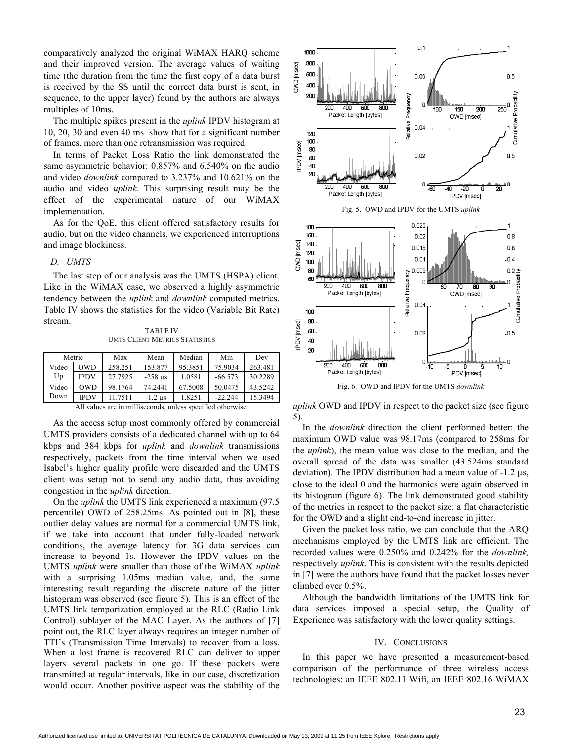comparatively analyzed the original WiMAX HARQ scheme and their improved version. The average values of waiting time (the duration from the time the first copy of a data burst is received by the SS until the correct data burst is sent, in sequence, to the upper layer) found by the authors are always multiples of 10ms.

The multiple spikes present in the *uplink* IPDV histogram at 10, 20, 30 and even 40 ms show that for a significant number of frames, more than one retransmission was required.

In terms of Packet Loss Ratio the link demonstrated the same asymmetric behavior: 0.857% and 6.540% on the audio and video *downlink* compared to 3.237% and 10.621% on the audio and video *uplink*. This surprising result may be the effect of the experimental nature of our WiMAX implementation.

As for the QoE, this client offered satisfactory results for audio, but on the video channels, we experienced interruptions and image blockiness.

### *D. UMTS*

The last step of our analysis was the UMTS (HSPA) client. Like in the WiMAX case, we observed a highly asymmetric tendency between the *uplink* and *downlink* computed metrics. Table IV shows the statistics for the video (Variable Bit Rate) stream.

TABLE IV
UMTS CLIENT METRICS STATISTICS

| Metric | | Max | Mean | Median | Min | Dev |
|---|---|---|---|---|---|---|
| Video Up | OWD | 258.251 | 153.877 | 95.3851 | 75.9034 | 263.481 |
| | IPDV | 27.7925 | -258 µs | 1.0581 | -66.573 | 30.2289 |
| Video Down | OWD | 98.1764 | 74.2441 | 67.5008 | 50.0475 | 43.5242 |
| | IPDV | 11.7511 | -1.2 µs | 1.8251 | -22.244 | 15.3494 |

All values are in milliseconds, unless specified otherwise.

As the access setup most commonly offered by commercial UMTS providers consists of a dedicated channel with up to 64 kbps and 384 kbps for *uplink* and *downlink* transmissions respectively, packets from the time interval when we used Isabel's higher quality profile were discarded and the UMTS client was setup not to send any audio data, thus avoiding congestion in the *uplink* direction.

On the *uplink* the UMTS link experienced a maximum (97.5 percentile) OWD of 258.25ms. As pointed out in [8], these outlier delay values are normal for a commercial UMTS link, if we take into account that under fully-loaded network conditions, the average latency for 3G data services can increase to beyond 1s. However the IPDV values on the UMTS *uplink* were smaller than those of the WiMAX *uplink* with a surprising 1.05ms median value, and, the same interesting result regarding the discrete nature of the jitter histogram was observed (see figure 5). This is an effect of the UMTS link temporization employed at the RLC (Radio Link Control) sublayer of the MAC Layer. As the authors of [7] point out, the RLC layer always requires an integer number of TTI's (Transmission Time Intervals) to recover from a loss. When a lost frame is recovered RLC can deliver to upper layers several packets in one go. If these packets were transmitted at regular intervals, like in our case, discretization would occur. Another positive aspect was the stability of the *uplink* OWD and IPDV in respect to the packet size (see figure 5).

Fig. 5. OWD and IPDV for the UMTS *uplink*

Fig. 6. OWD and IPDV for the UMTS *downlink*

In the *downlink* direction the client performed better: the maximum OWD value was 98.17ms (compared to 258ms for the *uplink*), the mean value was close to the median, and the overall spread of the data was smaller (43.524ms standard deviation). The IPDV distribution had a mean value of -1.2 µs, close to the ideal 0 and the harmonics were again observed in its histogram (figure 6). The link demonstrated good stability of the metrics in respect to the packet size: a flat characteristic for the OWD and a slight end-to-end increase in jitter.

Given the packet loss ratio, we can conclude that the ARQ mechanisms employed by the UMTS link are efficient. The recorded values were 0.250% and 0.242% for the *downlink,* respectively *uplink*. This is consistent with the results depicted in [7] were the authors have found that the packet losses never climbed over 0.5%.

Although the bandwidth limitations of the UMTS link for data services imposed a special setup, the Quality of Experience was satisfactory with the lower quality settings.

## IV. CONCLUSIONS

In this paper we have presented a measurement-based comparison of the performance of three wireless access technologies: an IEEE 802.11 Wifi, an IEEE 802.16 WiMAX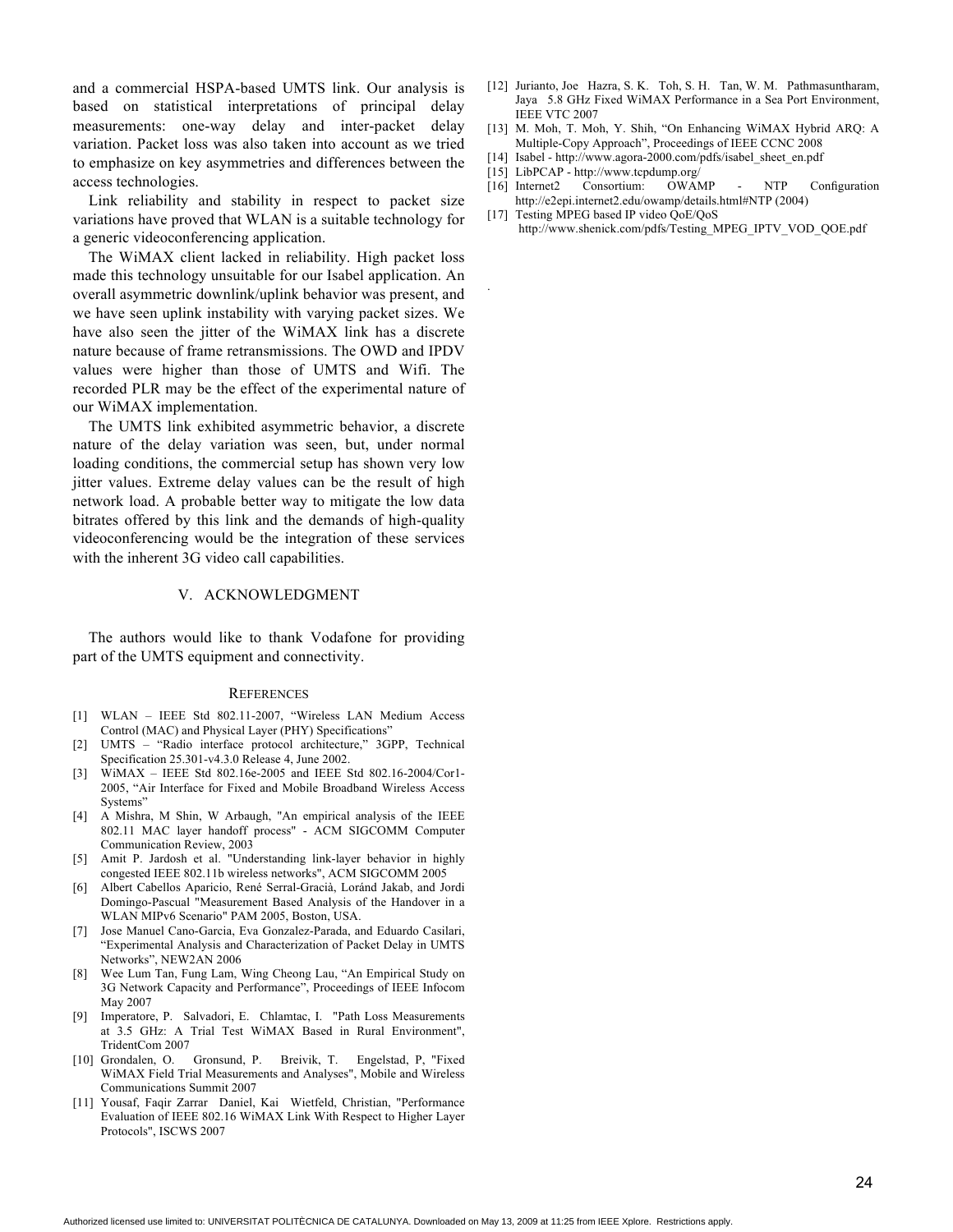and a commercial HSPA-based UMTS link. Our analysis is based on statistical interpretations of principal delay measurements: one-way delay and inter-packet delay variation. Packet loss was also taken into account as we tried to emphasize on key asymmetries and differences between the access technologies.

Link reliability and stability in respect to packet size variations have proved that WLAN is a suitable technology for a generic videoconferencing application.

The WiMAX client lacked in reliability. High packet loss made this technology unsuitable for our Isabel application. An overall asymmetric downlink/uplink behavior was present, and we have seen uplink instability with varying packet sizes. We have also seen the jitter of the WiMAX link has a discrete nature because of frame retransmissions. The OWD and IPDV values were higher than those of UMTS and Wifi. The recorded PLR may be the effect of the experimental nature of our WiMAX implementation.

The UMTS link exhibited asymmetric behavior, a discrete nature of the delay variation was seen, but, under normal loading conditions, the commercial setup has shown very low jitter values. Extreme delay values can be the result of high network load. A probable better way to mitigate the low data bitrates offered by this link and the demands of high-quality videoconferencing would be the integration of these services with the inherent 3G video call capabilities.

## V. ACKNOWLEDGMENT

The authors would like to thank Vodafone for providing part of the UMTS equipment and connectivity.

## REFERENCES

[1] WLAN – IEEE Std 802.11-2007, "Wireless LAN Medium Access Control (MAC) and Physical Layer (PHY) Specifications"

[2] UMTS – "Radio interface protocol architecture," 3GPP, Technical Specification 25.301-v4.3.0 Release 4, June 2002.

[3] WiMAX – IEEE Std 802.16e-2005 and IEEE Std 802.16-2004/Cor1-2005, "Air Interface for Fixed and Mobile Broadband Wireless Access Systems"

[4] A Mishra, M Shin, W Arbaugh, "An empirical analysis of the IEEE 802.11 MAC layer handoff process" - ACM SIGCOMM Computer Communication Review, 2003

[5] Amit P. Jardosh et al. "Understanding link-layer behavior in highly congested IEEE 802.11b wireless networks", ACM SIGCOMM 2005

[6] Albert Cabellos Aparicio, René Serral-Gracià, Loránd Jakab, and Jordi Domingo-Pascual "Measurement Based Analysis of the Handover in a WLAN MIPv6 Scenario" PAM 2005, Boston, USA.

[7] Jose Manuel Cano-Garcia, Eva Gonzalez-Parada, and Eduardo Casilari, "Experimental Analysis and Characterization of Packet Delay in UMTS Networks", NEW2AN 2006

[8] Wee Lum Tan, Fung Lam, Wing Cheong Lau, "An Empirical Study on 3G Network Capacity and Performance", Proceedings of IEEE Infocom May 2007

[9] Imperatore, P. Salvadori, E. Chlamtac, I. "Path Loss Measurements at 3.5 GHz: A Trial Test WiMAX Based in Rural Environment", TridentCom 2007

[10] Grondalen, O. Gronsund, P. Breivik, T. Engelstad, P, "Fixed WiMAX Field Trial Measurements and Analyses", Mobile and Wireless Communications Summit 2007

[11] Yousaf, Faqir Zarrar Daniel, Kai Wietfeld, Christian, "Performance Evaluation of IEEE 802.16 WiMAX Link With Respect to Higher Layer Protocols", ISCWS 2007

[12] Jurianto, Joe Hazra, S. K. Toh, S. H. Tan, W. M. Pathmasuntharam, Jaya 5.8 GHz Fixed WiMAX Performance in a Sea Port Environment, IEEE VTC 2007

[13] M. Moh, T. Moh, Y. Shih, "On Enhancing WiMAX Hybrid ARQ: A Multiple-Copy Approach", Proceedings of IEEE CCNC 2008

[14] Isabel - http://www.agora-2000.com/pdfs/isabel_sheet_en.pdf

[15] LibPCAP - http://www.tcpdump.org/

[16] Internet2 Consortium: OWAMP - NTP Configuration http://e2epi.internet2.edu/owamp/details.html#NTP (2004)

[17] Testing MPEG based IP video QoE/QoS http://www.shenick.com/pdfs/Testing_MPEG_IPTV_VOD_QOE.pdf